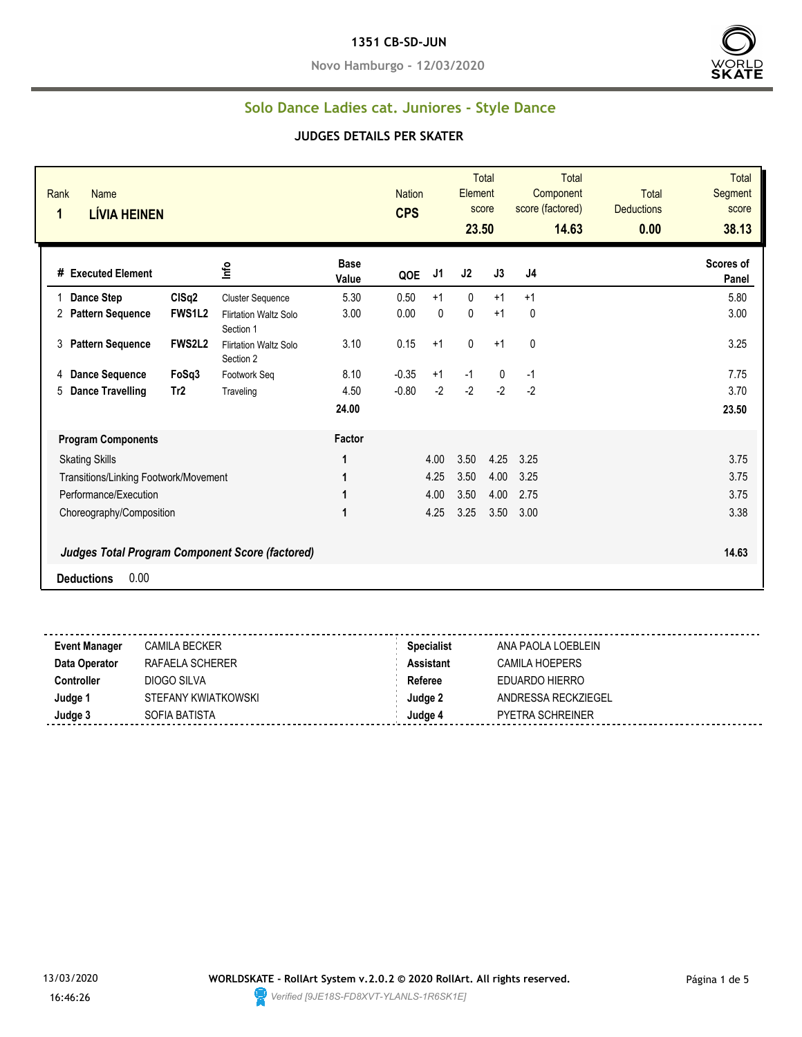**1351 CB-SD-JUN**

**Novo Hamburgo - 12/03/2020**

## Solo Dance Ladies cat. Juniores - Style Dance

### JUDGES DETAILS PER SKATER

| Rank | Name | Nation | Total Element score | Total Component score (factored) | Total Deductions | Total Segment score |
|---|---|---|---|---|---|---|
| 1 | LÍVIA HEINEN | CPS | 23.50 | 14.63 | 0.00 | 38.13 |

| # | Executed Element | | Info | Base Value | QOE | J1 | J2 | J3 | J4 | Scores of Panel |
|---|---|---|---|---|---|---|---|---|---|---|
| 1 | Dance Step | ClSq2 | Cluster Sequence | 5.30 | 0.50 | +1 | 0 | +1 | +1 | 5.80 |
| 2 | Pattern Sequence | FWS1L2 | Flirtation Waltz Solo Section 1 | 3.00 | 0.00 | 0 | 0 | +1 | 0 | 3.00 |
| 3 | Pattern Sequence | FWS2L2 | Flirtation Waltz Solo Section 2 | 3.10 | 0.15 | +1 | 0 | +1 | 0 | 3.25 |
| 4 | Dance Sequence | FoSq3 | Footwork Seq | 8.10 | -0.35 | +1 | -1 | 0 | -1 | 7.75 |
| 5 | Dance Travelling | Tr2 | Traveling | 4.50 | -0.80 | -2 | -2 | -2 | -2 | 3.70 |
| | | | | 24.00 | | | | | | 23.50 |

| Program Components | Factor | J1 | J2 | J3 | J4 | Scores of Panel |
|---|---|---|---|---|---|---|
| Skating Skills | 1 | 4.00 | 3.50 | 4.25 | 3.25 | 3.75 |
| Transitions/Linking Footwork/Movement | 1 | 4.25 | 3.50 | 4.00 | 3.25 | 3.75 |
| Performance/Execution | 1 | 4.00 | 3.50 | 4.00 | 2.75 | 3.75 |
| Choreography/Composition | 1 | 4.25 | 3.25 | 3.50 | 3.00 | 3.38 |

***Judges Total Program Component Score (factored)*** **14.63**

**Deductions** 0.00

| | | | |
|---|---|---|---|
| **Event Manager** | CAMILA BECKER | **Specialist** | ANA PAOLA LOEBLEIN |
| **Data Operator** | RAFAELA SCHERER | **Assistant** | CAMILA HOEPERS |
| **Controller** | DIOGO SILVA | **Referee** | EDUARDO HIERRO |
| **Judge 1** | STEFANY KWIATKOWSKI | **Judge 2** | ANDRESSA RECKZIEGEL |
| **Judge 3** | SOFIA BATISTA | **Judge 4** | PYETRA SCHREINER |

13/03/2020 16:46:26

**WORLDSKATE - RollArt System v.2.0.2 © 2020 RollArt. All rights reserved.**

*Verified [9JE18S-FD8XVT-YLANLS-1R6SK1E]*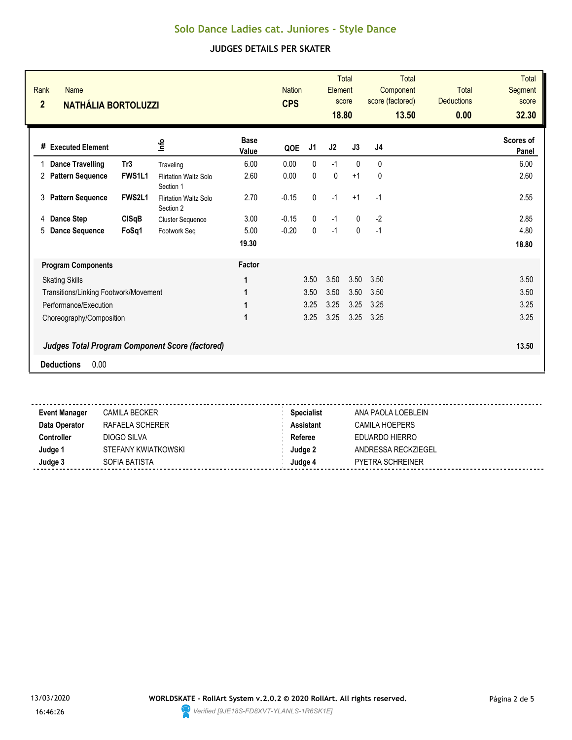# Solo Dance Ladies cat. Juniores - Style Dance

## JUDGES DETAILS PER SKATER

| Rank | Name | Nation | Total Element score | Total Component score (factored) | Total Deductions | Total Segment score |
|---|---|---|---|---|---|---|
| 2 | NATHÁLIA BORTOLUZZI | CPS | 18.80 | 13.50 | 0.00 | 32.30 |

| # | Executed Element | | Info | Base Value | QOE | J1 | J2 | J3 | J4 | Scores of Panel |
|---|---|---|---|---|---|---|---|---|---|---|
| 1 | Dance Travelling | Tr3 | Traveling | 6.00 | 0.00 | 0 | -1 | 0 | 0 | 6.00 |
| 2 | Pattern Sequence | FWS1L1 | Flirtation Waltz Solo Section 1 | 2.60 | 0.00 | 0 | 0 | +1 | 0 | 2.60 |
| 3 | Pattern Sequence | FWS2L1 | Flirtation Waltz Solo Section 2 | 2.70 | -0.15 | 0 | -1 | +1 | -1 | 2.55 |
| 4 | Dance Step | ClSqB | Cluster Sequence | 3.00 | -0.15 | 0 | -1 | 0 | -2 | 2.85 |
| 5 | Dance Sequence | FoSq1 | Footwork Seq | 5.00 | -0.20 | 0 | -1 | 0 | -1 | 4.80 |
| | | | | 19.30 | | | | | | 18.80 |

| Program Components | Factor | J1 | J2 | J3 | J4 | |
|---|---|---|---|---|---|---|
| Skating Skills | 1 | 3.50 | 3.50 | 3.50 | 3.50 | 3.50 |
| Transitions/Linking Footwork/Movement | 1 | 3.50 | 3.50 | 3.50 | 3.50 | 3.50 |
| Performance/Execution | 1 | 3.25 | 3.25 | 3.25 | 3.25 | 3.25 |
| Choreography/Composition | 1 | 3.25 | 3.25 | 3.25 | 3.25 | 3.25 |

***Judges Total Program Component Score (factored)*** **13.50**

**Deductions** 0.00

| | | | |
|---|---|---|---|
| **Event Manager** | CAMILA BECKER | **Specialist** | ANA PAOLA LOEBLEIN |
| **Data Operator** | RAFAELA SCHERER | **Assistant** | CAMILA HOEPERS |
| **Controller** | DIOGO SILVA | **Referee** | EDUARDO HIERRO |
| **Judge 1** | STEFANY KWIATKOWSKI | **Judge 2** | ANDRESSA RECKZIEGEL |
| **Judge 3** | SOFIA BATISTA | **Judge 4** | PYETRA SCHREINER |

13/03/2020 16:46:26

**WORLDSKATE - RollArt System v.2.0.2 © 2020 RollArt. All rights reserved.**

*Verified [9JE18S-FD8XVT-YLANLS-1R6SK1E]*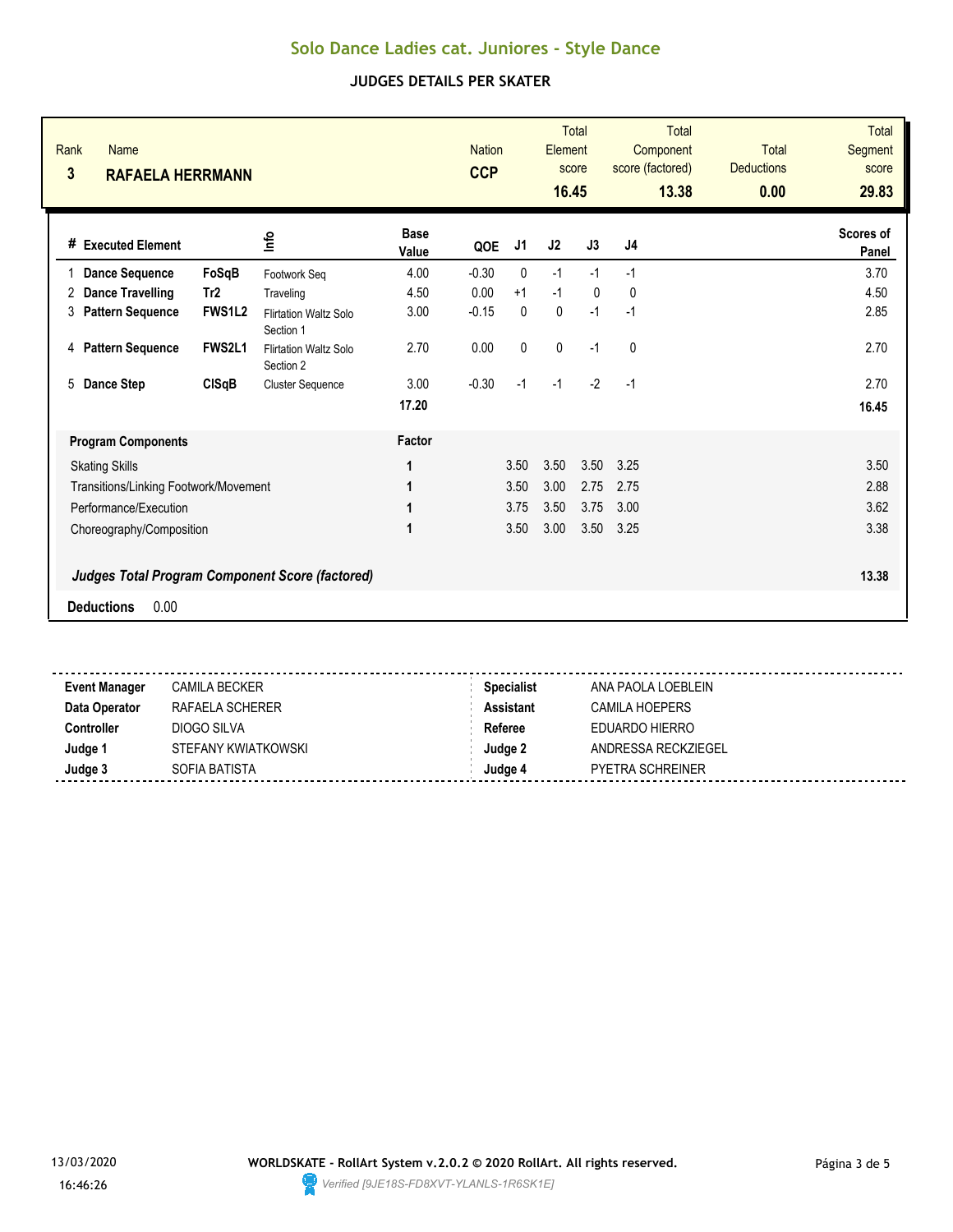# Solo Dance Ladies cat. Juniores - Style Dance

## JUDGES DETAILS PER SKATER

| Rank | Name | Nation | Total Element score | Total Component score (factored) | Total Deductions | Total Segment score |
|---|---|---|---|---|---|---|
| 3 | **RAFAELA HERRMANN** | **CCP** | **16.45** | **13.38** | **0.00** | **29.83** |

| # | Executed Element | | Info | Base Value | QOE | J1 | J2 | J3 | J4 | Scores of Panel |
|---|---|---|---|---|---|---|---|---|---|---|
| 1 | **Dance Sequence** | **FoSqB** | Footwork Seq | 4.00 | -0.30 | 0 | -1 | -1 | -1 | 3.70 |
| 2 | **Dance Travelling** | **Tr2** | Traveling | 4.50 | 0.00 | +1 | -1 | 0 | 0 | 4.50 |
| 3 | **Pattern Sequence** | **FWS1L2** | Flirtation Waltz Solo Section 1 | 3.00 | -0.15 | 0 | 0 | -1 | -1 | 2.85 |
| 4 | **Pattern Sequence** | **FWS2L1** | Flirtation Waltz Solo Section 2 | 2.70 | 0.00 | 0 | 0 | -1 | 0 | 2.70 |
| 5 | **Dance Step** | **ClSqB** | Cluster Sequence | 3.00 | -0.30 | -1 | -1 | -2 | -1 | 2.70 |
| | | | | **17.20** | | | | | | **16.45** |

| Program Components | Factor | J1 | J2 | J3 | J4 | |
|---|---|---|---|---|---|---|
| Skating Skills | 1 | 3.50 | 3.50 | 3.50 | 3.25 | 3.50 |
| Transitions/Linking Footwork/Movement | 1 | 3.50 | 3.00 | 2.75 | 2.75 | 2.88 |
| Performance/Execution | 1 | 3.75 | 3.50 | 3.75 | 3.00 | 3.62 |
| Choreography/Composition | 1 | 3.50 | 3.00 | 3.50 | 3.25 | 3.38 |
| ***Judges Total Program Component Score (factored)*** | | | | | | **13.38** |

**Deductions** 0.00

| | | | |
|---|---|---|---|
| **Event Manager** | CAMILA BECKER | **Specialist** | ANA PAOLA LOEBLEIN |
| **Data Operator** | RAFAELA SCHERER | **Assistant** | CAMILA HOEPERS |
| **Controller** | DIOGO SILVA | **Referee** | EDUARDO HIERRO |
| **Judge 1** | STEFANY KWIATKOWSKI | **Judge 2** | ANDRESSA RECKZIEGEL |
| **Judge 3** | SOFIA BATISTA | **Judge 4** | PYETRA SCHREINER |

13/03/2020 16:46:26

**WORLDSKATE - RollArt System v.2.0.2 © 2020 RollArt. All rights reserved.**

*Verified [9JE18S-FD8XVT-YLANLS-1R6SK1E]*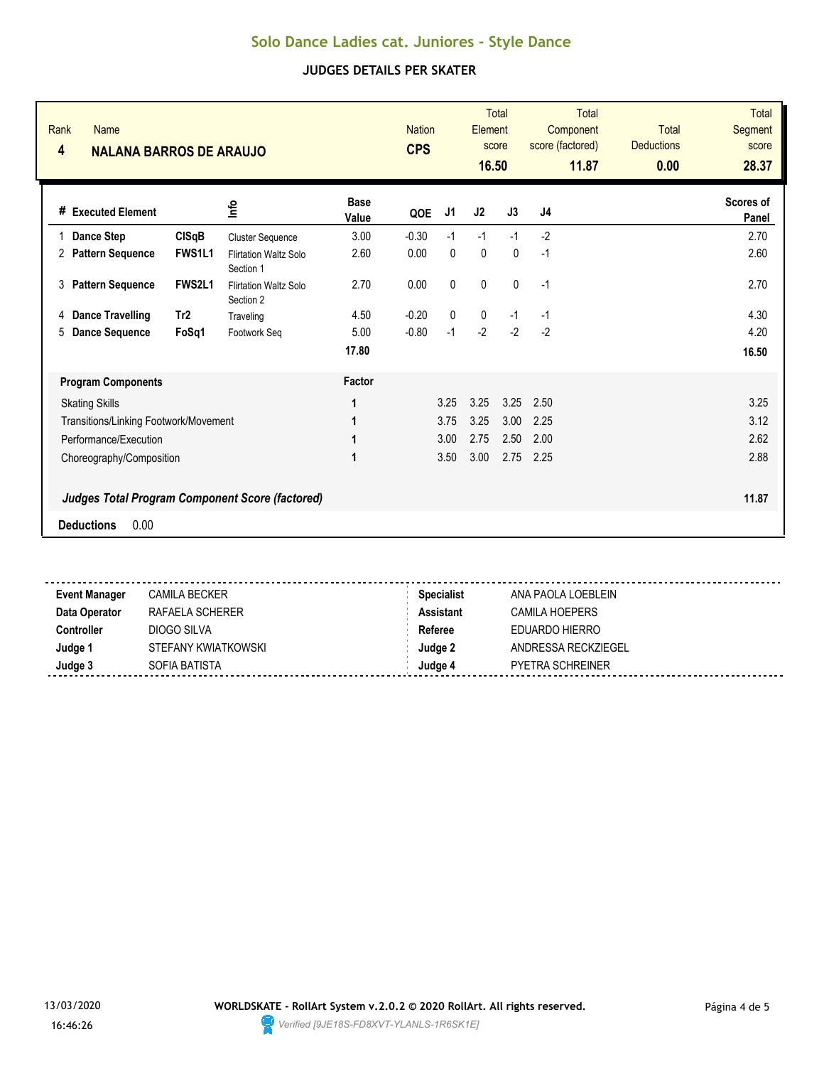# Solo Dance Ladies cat. Juniores - Style Dance

## JUDGES DETAILS PER SKATER

| Rank | Name | Nation | Total Element score | Total Component score (factored) | Total Deductions | Total Segment score |
|---|---|---|---|---|---|---|
| 4 | **NALANA BARROS DE ARAUJO** | **CPS** | **16.50** | **11.87** | **0.00** | **28.37** |

| # | Executed Element | | Info | Base Value | QOE | J1 | J2 | J3 | J4 | Scores of Panel |
|---|---|---|---|---|---|---|---|---|---|---|
| 1 | **Dance Step** | **ClSqB** | Cluster Sequence | 3.00 | -0.30 | -1 | -1 | -1 | -2 | 2.70 |
| 2 | **Pattern Sequence** | **FWS1L1** | Flirtation Waltz Solo Section 1 | 2.60 | 0.00 | 0 | 0 | 0 | -1 | 2.60 |
| 3 | **Pattern Sequence** | **FWS2L1** | Flirtation Waltz Solo Section 2 | 2.70 | 0.00 | 0 | 0 | 0 | -1 | 2.70 |
| 4 | **Dance Travelling** | **Tr2** | Traveling | 4.50 | -0.20 | 0 | 0 | -1 | -1 | 4.30 |
| 5 | **Dance Sequence** | **FoSq1** | Footwork Seq | 5.00 | -0.80 | -1 | -2 | -2 | -2 | 4.20 |
| | | | | **17.80** | | | | | | **16.50** |

| **Program Components** | Factor | J1 | J2 | J3 | J4 | |
|---|---|---|---|---|---|---|
| Skating Skills | 1 | 3.25 | 3.25 | 3.25 | 2.50 | 3.25 |
| Transitions/Linking Footwork/Movement | 1 | 3.75 | 3.25 | 3.00 | 2.25 | 3.12 |
| Performance/Execution | 1 | 3.00 | 2.75 | 2.50 | 2.00 | 2.62 |
| Choreography/Composition | 1 | 3.50 | 3.00 | 2.75 | 2.25 | 2.88 |

***Judges Total Program Component Score (factored)*** **11.87**

**Deductions** 0.00

| | | | |
|---|---|---|---|
| **Event Manager** | CAMILA BECKER | **Specialist** | ANA PAOLA LOEBLEIN |
| **Data Operator** | RAFAELA SCHERER | **Assistant** | CAMILA HOEPERS |
| **Controller** | DIOGO SILVA | **Referee** | EDUARDO HIERRO |
| **Judge 1** | STEFANY KWIATKOWSKI | **Judge 2** | ANDRESSA RECKZIEGEL |
| **Judge 3** | SOFIA BATISTA | **Judge 4** | PYETRA SCHREINER |

13/03/2020 16:46:26

**WORLDSKATE - RollArt System v.2.0.2 © 2020 RollArt. All rights reserved.**

*Verified [9JE18S-FD8XVT-YLANLS-1R6SK1E]*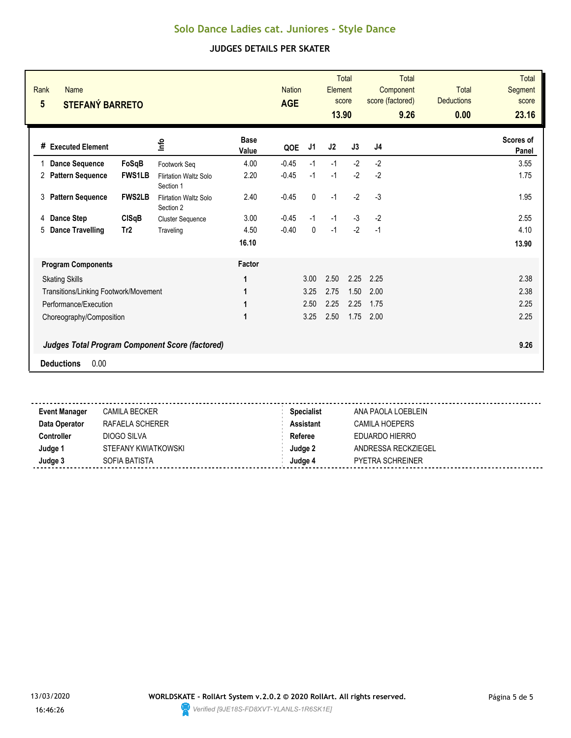# Solo Dance Ladies cat. Juniores - Style Dance

## JUDGES DETAILS PER SKATER

| Rank | Name | Nation | Total Element score | Total Component score (factored) | Total Deductions | Total Segment score |
|---|---|---|---|---|---|---|
| 5 | **STEFANÝ BARRETO** | **AGE** | **13.90** | **9.26** | **0.00** | **23.16** |

| # | Executed Element | | Info | Base Value | QOE | J1 | J2 | J3 | J4 | Scores of Panel |
|---|---|---|---|---|---|---|---|---|---|---|
| 1 | **Dance Sequence** | **FoSqB** | Footwork Seq | 4.00 | -0.45 | -1 | -1 | -2 | -2 | 3.55 |
| 2 | **Pattern Sequence** | **FWS1LB** | Flirtation Waltz Solo Section 1 | 2.20 | -0.45 | -1 | -1 | -2 | -2 | 1.75 |
| 3 | **Pattern Sequence** | **FWS2LB** | Flirtation Waltz Solo Section 2 | 2.40 | -0.45 | 0 | -1 | -2 | -3 | 1.95 |
| 4 | **Dance Step** | **ClSqB** | Cluster Sequence | 3.00 | -0.45 | -1 | -1 | -3 | -2 | 2.55 |
| 5 | **Dance Travelling** | **Tr2** | Traveling | 4.50 | -0.40 | 0 | -1 | -2 | -1 | 4.10 |
| | | | | **16.10** | | | | | | **13.90** |

| **Program Components** | **Factor** | J1 | J2 | J3 | J4 | |
|---|---|---|---|---|---|---|
| Skating Skills | **1** | 3.00 | 2.50 | 2.25 | 2.25 | 2.38 |
| Transitions/Linking Footwork/Movement | **1** | 3.25 | 2.75 | 1.50 | 2.00 | 2.38 |
| Performance/Execution | **1** | 2.50 | 2.25 | 2.25 | 1.75 | 2.25 |
| Choreography/Composition | **1** | 3.25 | 2.50 | 1.75 | 2.00 | 2.25 |

***Judges Total Program Component Score (factored)*** **9.26**

**Deductions** 0.00

| | | | |
|---|---|---|---|
| **Event Manager** | CAMILA BECKER | **Specialist** | ANA PAOLA LOEBLEIN |
| **Data Operator** | RAFAELA SCHERER | **Assistant** | CAMILA HOEPERS |
| **Controller** | DIOGO SILVA | **Referee** | EDUARDO HIERRO |
| **Judge 1** | STEFANY KWIATKOWSKI | **Judge 2** | ANDRESSA RECKZIEGEL |
| **Judge 3** | SOFIA BATISTA | **Judge 4** | PYETRA SCHREINER |

13/03/2020
16:46:26

**WORLDSKATE - RollArt System v.2.0.2 © 2020 RollArt. All rights reserved.**

*Verified [9JE18S-FD8XVT-YLANLS-1R6SK1E]*